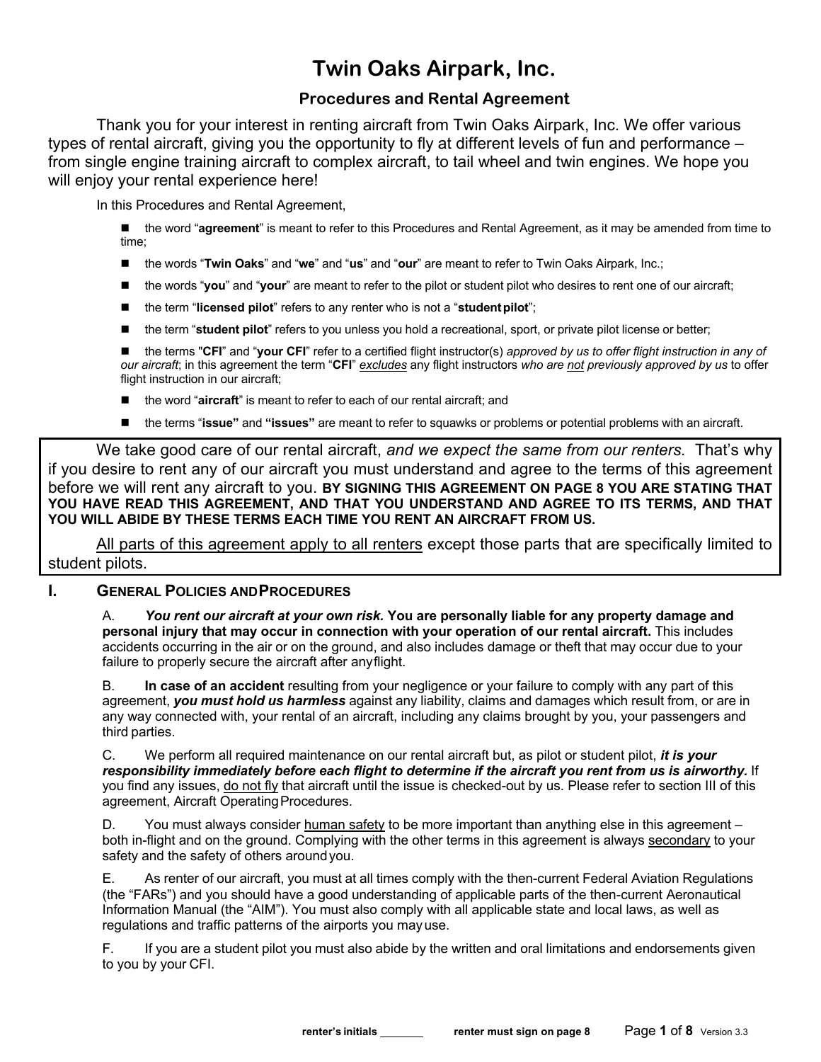# Twin Oaks Airpark, Inc.

## Procedures and Rental Agreement

Thank you for your interest in renting aircraft from Twin Oaks Airpark, Inc. We offer various types of rental aircraft, giving you the opportunity to fly at different levels of fun and performance – from single engine training aircraft to complex aircraft, to tail wheel and twin engines. We hope you will enjoy your rental experience here!

In this Procedures and Rental Agreement,

- the word "**agreement**" is meant to refer to this Procedures and Rental Agreement, as it may be amended from time to time;
- the words "**Twin Oaks**" and "**we**" and "**us**" and "**our**" are meant to refer to Twin Oaks Airpark, Inc.;
- the words "**you**" and "**your**" are meant to refer to the pilot or student pilot who desires to rent one of our aircraft;
- the term "**licensed pilot**" refers to any renter who is not a "**student pilot**";
- the term "**student pilot**" refers to you unless you hold a recreational, sport, or private pilot license or better;
- the terms "**CFI**" and "**your CFI**" refer to a certified flight instructor(s) *approved by us to offer flight instruction in any of our aircraft*; in this agreement the term "**CFI**" *excludes* any flight instructors *who are not previously approved by us* to offer flight instruction in our aircraft;
- the word "**aircraft**" is meant to refer to each of our rental aircraft; and
- the terms "**issue"** and **"issues"** are meant to refer to squawks or problems or potential problems with an aircraft.

We take good care of our rental aircraft, *and we expect the same from our renters.* That's why if you desire to rent any of our aircraft you must understand and agree to the terms of this agreement before we will rent any aircraft to you. **BY SIGNING THIS AGREEMENT ON PAGE 8 YOU ARE STATING THAT YOU HAVE READ THIS AGREEMENT, AND THAT YOU UNDERSTAND AND AGREE TO ITS TERMS, AND THAT YOU WILL ABIDE BY THESE TERMS EACH TIME YOU RENT AN AIRCRAFT FROM US.**

All parts of this agreement apply to all renters except those parts that are specifically limited to student pilots.

## I. General Policies and Procedures

A. ***You rent our aircraft at your own risk.* You are personally liable for any property damage and personal injury that may occur in connection with your operation of our rental aircraft.** This includes accidents occurring in the air or on the ground, and also includes damage or theft that may occur due to your failure to properly secure the aircraft after any flight.

B. **In case of an accident** resulting from your negligence or your failure to comply with any part of this agreement, ***you must hold us harmless*** against any liability, claims and damages which result from, or are in any way connected with, your rental of an aircraft, including any claims brought by you, your passengers and third parties.

C. We perform all required maintenance on our rental aircraft but, as pilot or student pilot, ***it is your responsibility immediately before each flight to determine if the aircraft you rent from us is airworthy.*** If you find any issues, do not fly that aircraft until the issue is checked-out by us. Please refer to section III of this agreement, Aircraft Operating Procedures.

D. You must always consider human safety to be more important than anything else in this agreement – both in-flight and on the ground. Complying with the other terms in this agreement is always secondary to your safety and the safety of others around you.

E. As renter of our aircraft, you must at all times comply with the then-current Federal Aviation Regulations (the "FARs") and you should have a good understanding of applicable parts of the then-current Aeronautical Information Manual (the "AIM"). You must also comply with all applicable state and local laws, as well as regulations and traffic patterns of the airports you may use.

F. If you are a student pilot you must also abide by the written and oral limitations and endorsements given to you by your CFI.

**renter's initials** _______ **renter must sign on page 8**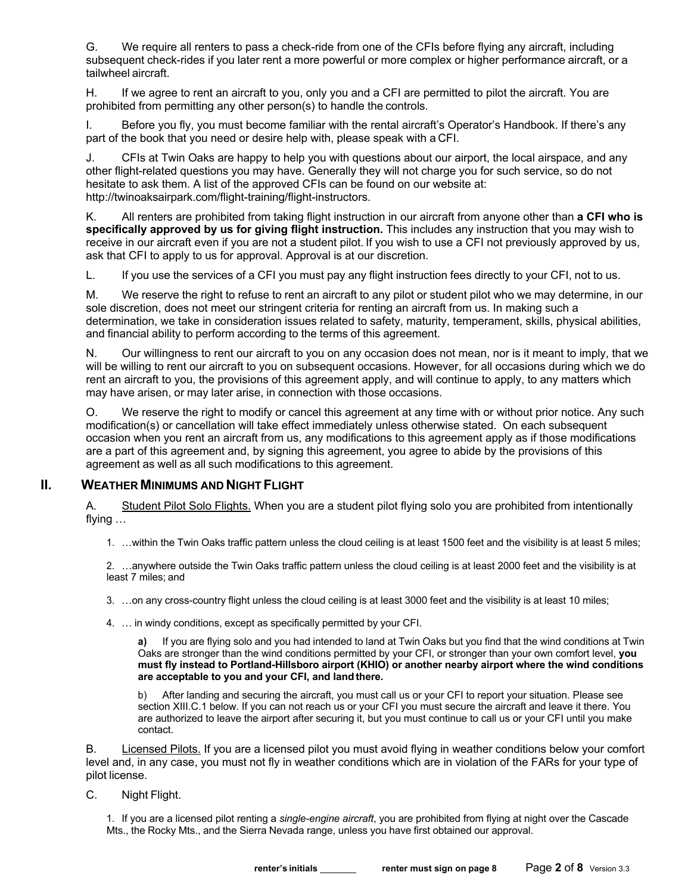G. We require all renters to pass a check-ride from one of the CFIs before flying any aircraft, including subsequent check-rides if you later rent a more powerful or more complex or higher performance aircraft, or a tailwheel aircraft.

H. If we agree to rent an aircraft to you, only you and a CFI are permitted to pilot the aircraft. You are prohibited from permitting any other person(s) to handle the controls.

I. Before you fly, you must become familiar with the rental aircraft's Operator's Handbook. If there's any part of the book that you need or desire help with, please speak with a CFI.

J. CFIs at Twin Oaks are happy to help you with questions about our airport, the local airspace, and any other flight-related questions you may have. Generally they will not charge you for such service, so do not hesitate to ask them. A list of the approved CFIs can be found on our website at: http://twinoaksairpark.com/flight-training/flight-instructors.

K. All renters are prohibited from taking flight instruction in our aircraft from anyone other than **a CFI who is specifically approved by us for giving flight instruction.** This includes any instruction that you may wish to receive in our aircraft even if you are not a student pilot. If you wish to use a CFI not previously approved by us, ask that CFI to apply to us for approval. Approval is at our discretion.

L. If you use the services of a CFI you must pay any flight instruction fees directly to your CFI, not to us.

M. We reserve the right to refuse to rent an aircraft to any pilot or student pilot who we may determine, in our sole discretion, does not meet our stringent criteria for renting an aircraft from us. In making such a determination, we take in consideration issues related to safety, maturity, temperament, skills, physical abilities, and financial ability to perform according to the terms of this agreement.

N. Our willingness to rent our aircraft to you on any occasion does not mean, nor is it meant to imply, that we will be willing to rent our aircraft to you on subsequent occasions. However, for all occasions during which we do rent an aircraft to you, the provisions of this agreement apply, and will continue to apply, to any matters which may have arisen, or may later arise, in connection with those occasions.

O. We reserve the right to modify or cancel this agreement at any time with or without prior notice. Any such modification(s) or cancellation will take effect immediately unless otherwise stated. On each subsequent occasion when you rent an aircraft from us, any modifications to this agreement apply as if those modifications are a part of this agreement and, by signing this agreement, you agree to abide by the provisions of this agreement as well as all such modifications to this agreement.

## II. WEATHER MINIMUMS AND NIGHT FLIGHT

A. Student Pilot Solo Flights. When you are a student pilot flying solo you are prohibited from intentionally flying …

1. …within the Twin Oaks traffic pattern unless the cloud ceiling is at least 1500 feet and the visibility is at least 5 miles;

2. …anywhere outside the Twin Oaks traffic pattern unless the cloud ceiling is at least 2000 feet and the visibility is at least 7 miles; and

3. …on any cross-country flight unless the cloud ceiling is at least 3000 feet and the visibility is at least 10 miles;

4. … in windy conditions, except as specifically permitted by your CFI.

**a)** If you are flying solo and you had intended to land at Twin Oaks but you find that the wind conditions at Twin Oaks are stronger than the wind conditions permitted by your CFI, or stronger than your own comfort level, **you must fly instead to Portland-Hillsboro airport (KHIO) or another nearby airport where the wind conditions are acceptable to you and your CFI, and land there.**

b) After landing and securing the aircraft, you must call us or your CFI to report your situation. Please see section XIII.C.1 below. If you can not reach us or your CFI you must secure the aircraft and leave it there. You are authorized to leave the airport after securing it, but you must continue to call us or your CFI until you make contact.

B. Licensed Pilots. If you are a licensed pilot you must avoid flying in weather conditions below your comfort level and, in any case, you must not fly in weather conditions which are in violation of the FARs for your type of pilot license.

C. Night Flight.

1. If you are a licensed pilot renting a *single-engine aircraft*, you are prohibited from flying at night over the Cascade Mts., the Rocky Mts., and the Sierra Nevada range, unless you have first obtained our approval.

renter's initials _______ renter must sign on page 8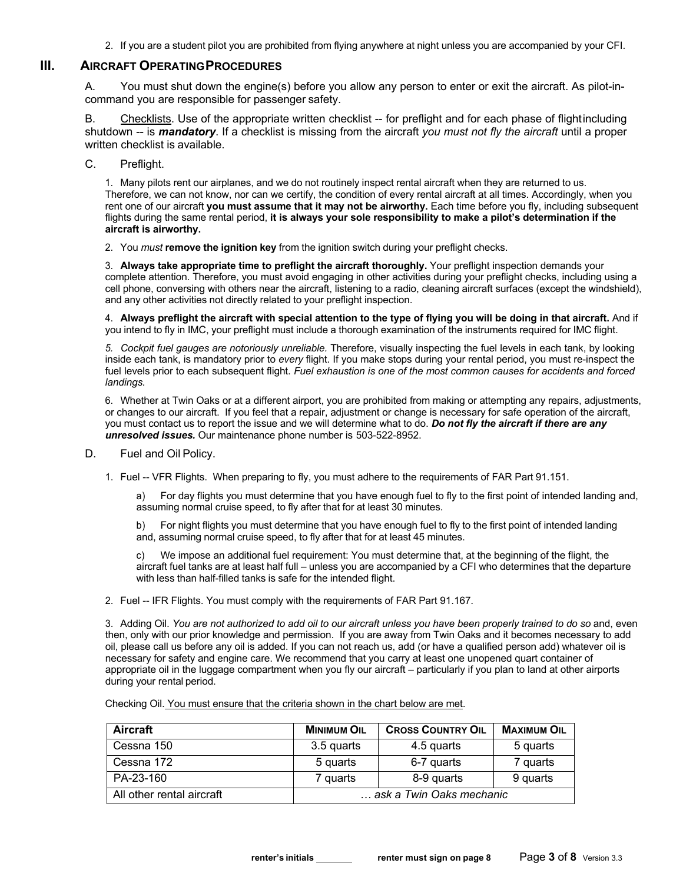2. If you are a student pilot you are prohibited from flying anywhere at night unless you are accompanied by your CFI.

## III. AIRCRAFT OPERATING PROCEDURES

A. You must shut down the engine(s) before you allow any person to enter or exit the aircraft. As pilot-in-command you are responsible for passenger safety.

B. Checklists. Use of the appropriate written checklist -- for preflight and for each phase of flight including shutdown -- is ***mandatory***. If a checklist is missing from the aircraft *you must not fly the aircraft* until a proper written checklist is available.

C. Preflight.

1. Many pilots rent our airplanes, and we do not routinely inspect rental aircraft when they are returned to us. Therefore, we can not know, nor can we certify, the condition of every rental aircraft at all times. Accordingly, when you rent one of our aircraft **you must assume that it may not be airworthy.** Each time before you fly, including subsequent flights during the same rental period, **it is always your sole responsibility to make a pilot's determination if the aircraft is airworthy.**

2. You *must* **remove the ignition key** from the ignition switch during your preflight checks.

3. **Always take appropriate time to preflight the aircraft thoroughly.** Your preflight inspection demands your complete attention. Therefore, you must avoid engaging in other activities during your preflight checks, including using a cell phone, conversing with others near the aircraft, listening to a radio, cleaning aircraft surfaces (except the windshield), and any other activities not directly related to your preflight inspection.

4. **Always preflight the aircraft with special attention to the type of flying you will be doing in that aircraft.** And if you intend to fly in IMC, your preflight must include a thorough examination of the instruments required for IMC flight.

5. *Cockpit fuel gauges are notoriously unreliable.* Therefore, visually inspecting the fuel levels in each tank, by looking inside each tank, is mandatory prior to *every* flight. If you make stops during your rental period, you must re-inspect the fuel levels prior to each subsequent flight. *Fuel exhaustion is one of the most common causes for accidents and forced landings.*

6. Whether at Twin Oaks or at a different airport, you are prohibited from making or attempting any repairs, adjustments, or changes to our aircraft. If you feel that a repair, adjustment or change is necessary for safe operation of the aircraft, you must contact us to report the issue and we will determine what to do. ***Do not fly the aircraft if there are any unresolved issues.*** Our maintenance phone number is 503-522-8952.

D. Fuel and Oil Policy.

1. Fuel -- VFR Flights. When preparing to fly, you must adhere to the requirements of FAR Part 91.151.

a) For day flights you must determine that you have enough fuel to fly to the first point of intended landing and, assuming normal cruise speed, to fly after that for at least 30 minutes.

b) For night flights you must determine that you have enough fuel to fly to the first point of intended landing and, assuming normal cruise speed, to fly after that for at least 45 minutes.

c) We impose an additional fuel requirement: You must determine that, at the beginning of the flight, the aircraft fuel tanks are at least half full – unless you are accompanied by a CFI who determines that the departure with less than half-filled tanks is safe for the intended flight.

2. Fuel -- IFR Flights. You must comply with the requirements of FAR Part 91.167.

3. Adding Oil. *You are not authorized to add oil to our aircraft unless you have been properly trained to do so* and, even then, only with our prior knowledge and permission. If you are away from Twin Oaks and it becomes necessary to add oil, please call us before any oil is added. If you can not reach us, add (or have a qualified person add) whatever oil is necessary for safety and engine care. We recommend that you carry at least one unopened quart container of appropriate oil in the luggage compartment when you fly our aircraft – particularly if you plan to land at other airports during your rental period.

Checking Oil. You must ensure that the criteria shown in the chart below are met.

| Aircraft | MINIMUM OIL | CROSS COUNTRY OIL | MAXIMUM OIL |
|---|---|---|---|
| Cessna 150 | 3.5 quarts | 4.5 quarts | 5 quarts |
| Cessna 172 | 5 quarts | 6-7 quarts | 7 quarts |
| PA-23-160 | 7 quarts | 8-9 quarts | 9 quarts |
| All other rental aircraft | … ask a Twin Oaks mechanic | | |

renter's initials _______ renter must sign on page 8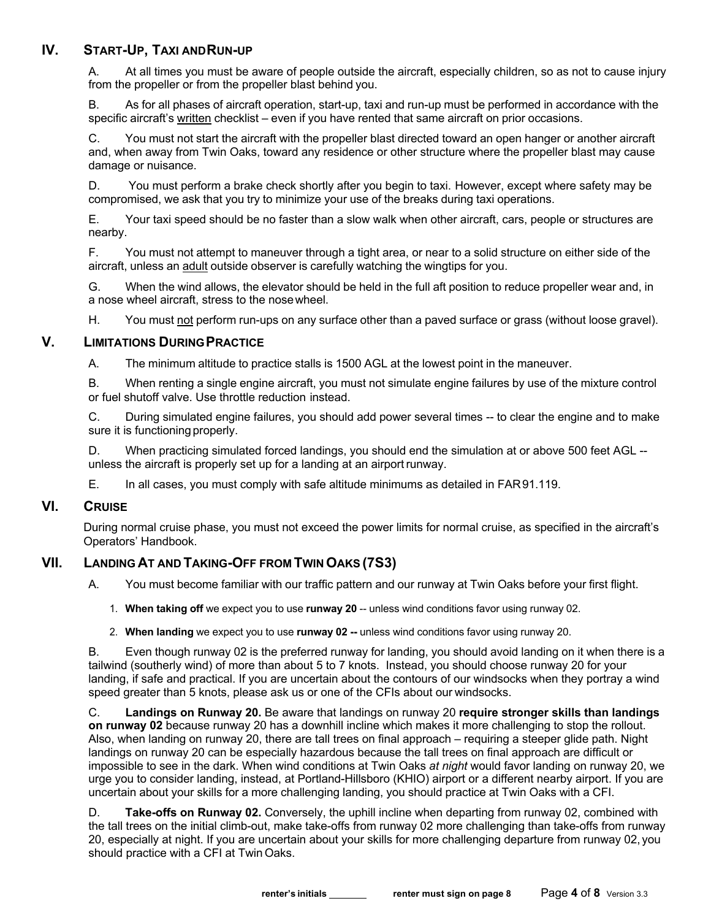## IV. START-UP, TAXI AND RUN-UP

A. At all times you must be aware of people outside the aircraft, especially children, so as not to cause injury from the propeller or from the propeller blast behind you.

B. As for all phases of aircraft operation, start-up, taxi and run-up must be performed in accordance with the specific aircraft's written checklist – even if you have rented that same aircraft on prior occasions.

C. You must not start the aircraft with the propeller blast directed toward an open hanger or another aircraft and, when away from Twin Oaks, toward any residence or other structure where the propeller blast may cause damage or nuisance.

D. You must perform a brake check shortly after you begin to taxi. However, except where safety may be compromised, we ask that you try to minimize your use of the breaks during taxi operations.

E. Your taxi speed should be no faster than a slow walk when other aircraft, cars, people or structures are nearby.

F. You must not attempt to maneuver through a tight area, or near to a solid structure on either side of the aircraft, unless an adult outside observer is carefully watching the wingtips for you.

G. When the wind allows, the elevator should be held in the full aft position to reduce propeller wear and, in a nose wheel aircraft, stress to the nose wheel.

H. You must not perform run-ups on any surface other than a paved surface or grass (without loose gravel).

## V. LIMITATIONS DURING PRACTICE

A. The minimum altitude to practice stalls is 1500 AGL at the lowest point in the maneuver.

B. When renting a single engine aircraft, you must not simulate engine failures by use of the mixture control or fuel shutoff valve. Use throttle reduction instead.

C. During simulated engine failures, you should add power several times -- to clear the engine and to make sure it is functioning properly.

D. When practicing simulated forced landings, you should end the simulation at or above 500 feet AGL -- unless the aircraft is properly set up for a landing at an airport runway.

E. In all cases, you must comply with safe altitude minimums as detailed in FAR 91.119.

## VI. CRUISE

During normal cruise phase, you must not exceed the power limits for normal cruise, as specified in the aircraft's Operators' Handbook.

## VII. LANDING AT AND TAKING-OFF FROM TWIN OAKS (7S3)

A. You must become familiar with our traffic pattern and our runway at Twin Oaks before your first flight.

1. **When taking off** we expect you to use **runway 20** -- unless wind conditions favor using runway 02.
2. **When landing** we expect you to use **runway 02 --** unless wind conditions favor using runway 20.

B. Even though runway 02 is the preferred runway for landing, you should avoid landing on it when there is a tailwind (southerly wind) of more than about 5 to 7 knots. Instead, you should choose runway 20 for your landing, if safe and practical. If you are uncertain about the contours of our windsocks when they portray a wind speed greater than 5 knots, please ask us or one of the CFIs about our windsocks.

C. **Landings on Runway 20.** Be aware that landings on runway 20 **require stronger skills than landings on runway 02** because runway 20 has a downhill incline which makes it more challenging to stop the rollout. Also, when landing on runway 20, there are tall trees on final approach – requiring a steeper glide path. Night landings on runway 20 can be especially hazardous because the tall trees on final approach are difficult or impossible to see in the dark. When wind conditions at Twin Oaks *at night* would favor landing on runway 20, we urge you to consider landing, instead, at Portland-Hillsboro (KHIO) airport or a different nearby airport. If you are uncertain about your skills for a more challenging landing, you should practice at Twin Oaks with a CFI.

D. **Take-offs on Runway 02.** Conversely, the uphill incline when departing from runway 02, combined with the tall trees on the initial climb-out, make take-offs from runway 02 more challenging than take-offs from runway 20, especially at night. If you are uncertain about your skills for more challenging departure from runway 02, you should practice with a CFI at Twin Oaks.

**renter's initials** _______ **renter must sign on page 8**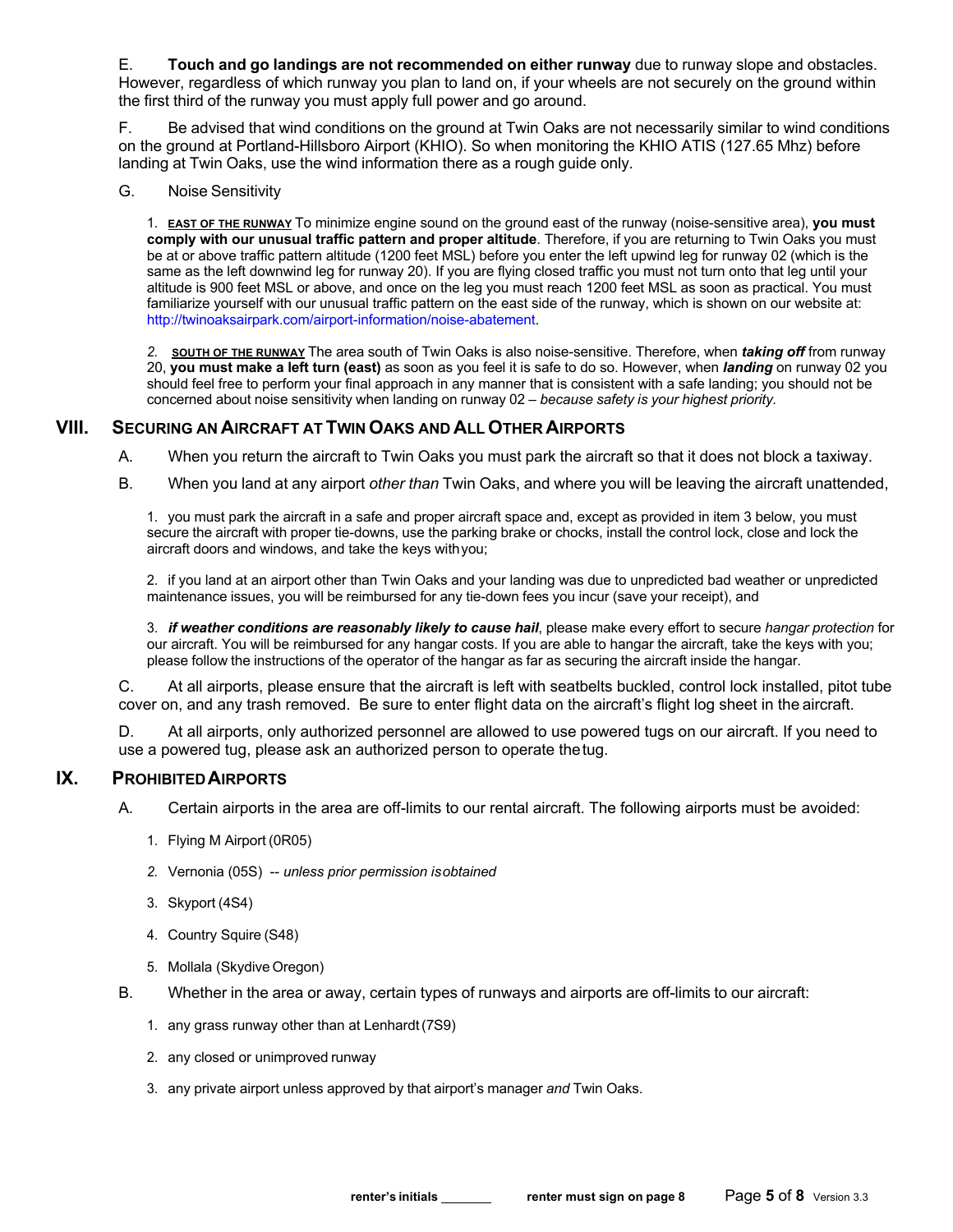E. **Touch and go landings are not recommended on either runway** due to runway slope and obstacles. However, regardless of which runway you plan to land on, if your wheels are not securely on the ground within the first third of the runway you must apply full power and go around.

F. Be advised that wind conditions on the ground at Twin Oaks are not necessarily similar to wind conditions on the ground at Portland-Hillsboro Airport (KHIO). So when monitoring the KHIO ATIS (127.65 Mhz) before landing at Twin Oaks, use the wind information there as a rough guide only.

G. Noise Sensitivity

1. **EAST OF THE RUNWAY** To minimize engine sound on the ground east of the runway (noise-sensitive area), **you must comply with our unusual traffic pattern and proper altitude**. Therefore, if you are returning to Twin Oaks you must be at or above traffic pattern altitude (1200 feet MSL) before you enter the left upwind leg for runway 02 (which is the same as the left downwind leg for runway 20). If you are flying closed traffic you must not turn onto that leg until your altitude is 900 feet MSL or above, and once on the leg you must reach 1200 feet MSL as soon as practical. You must familiarize yourself with our unusual traffic pattern on the east side of the runway, which is shown on our website at: http://twinoaksairpark.com/airport-information/noise-abatement.

2. **SOUTH OF THE RUNWAY** The area south of Twin Oaks is also noise-sensitive. Therefore, when ***taking off*** from runway 20, **you must make a left turn (east)** as soon as you feel it is safe to do so. However, when ***landing*** on runway 02 you should feel free to perform your final approach in any manner that is consistent with a safe landing; you should not be concerned about noise sensitivity when landing on runway 02 – *because safety is your highest priority.*

## VIII. Securing an Aircraft at Twin Oaks and All Other Airports

A. When you return the aircraft to Twin Oaks you must park the aircraft so that it does not block a taxiway.

B. When you land at any airport *other than* Twin Oaks, and where you will be leaving the aircraft unattended,

1. you must park the aircraft in a safe and proper aircraft space and, except as provided in item 3 below, you must secure the aircraft with proper tie-downs, use the parking brake or chocks, install the control lock, close and lock the aircraft doors and windows, and take the keys with you;

2. if you land at an airport other than Twin Oaks and your landing was due to unpredicted bad weather or unpredicted maintenance issues, you will be reimbursed for any tie-down fees you incur (save your receipt), and

3. ***if weather conditions are reasonably likely to cause hail***, please make every effort to secure *hangar protection* for our aircraft. You will be reimbursed for any hangar costs. If you are able to hangar the aircraft, take the keys with you; please follow the instructions of the operator of the hangar as far as securing the aircraft inside the hangar.

C. At all airports, please ensure that the aircraft is left with seatbelts buckled, control lock installed, pitot tube cover on, and any trash removed. Be sure to enter flight data on the aircraft's flight log sheet in the aircraft.

D. At all airports, only authorized personnel are allowed to use powered tugs on our aircraft. If you need to use a powered tug, please ask an authorized person to operate the tug.

## IX. Prohibited Airports

A. Certain airports in the area are off-limits to our rental aircraft. The following airports must be avoided:

1. Flying M Airport (0R05)
2. Vernonia (05S) -- *unless prior permission is obtained*
3. Skyport (4S4)
4. Country Squire (S48)
5. Mollala (Skydive Oregon)

B. Whether in the area or away, certain types of runways and airports are off-limits to our aircraft:

1. any grass runway other than at Lenhardt (7S9)
2. any closed or unimproved runway
3. any private airport unless approved by that airport's manager *and* Twin Oaks.

**renter's initials** _______ **renter must sign on page 8**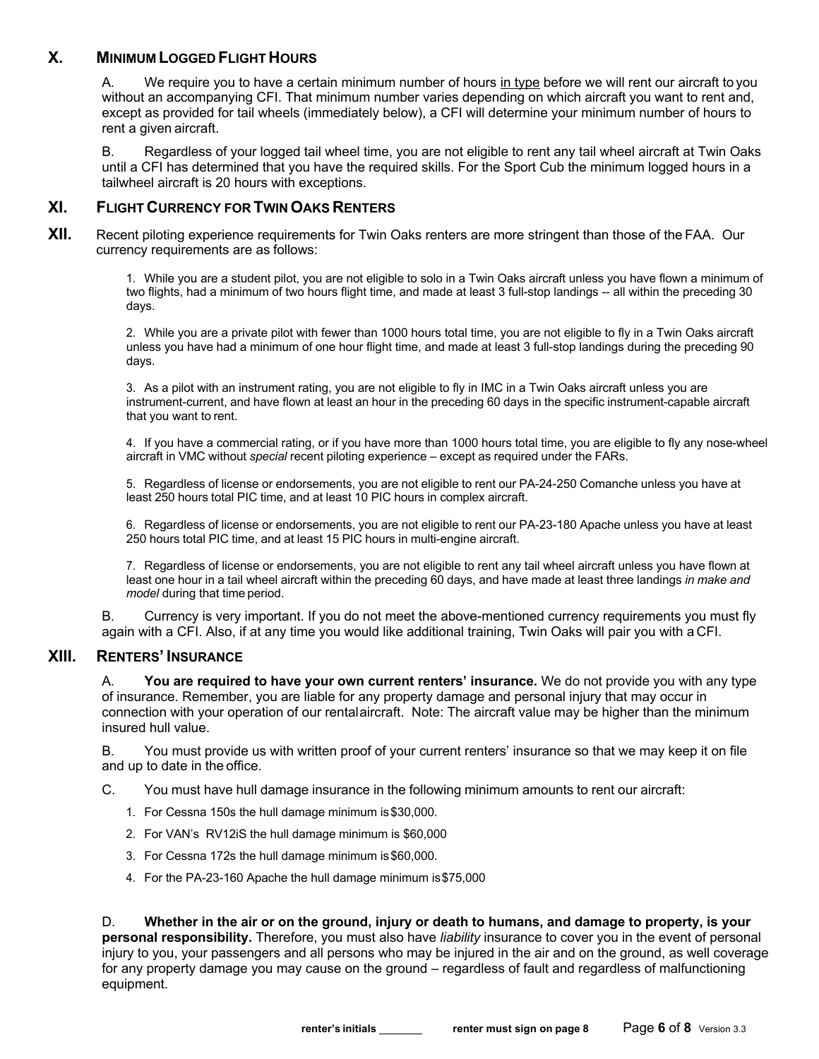## X. Minimum Logged Flight Hours

A. We require you to have a certain minimum number of hours <u>in type</u> before we will rent our aircraft to you without an accompanying CFI. That minimum number varies depending on which aircraft you want to rent and, except as provided for tail wheels (immediately below), a CFI will determine your minimum number of hours to rent a given aircraft.

B. Regardless of your logged tail wheel time, you are not eligible to rent any tail wheel aircraft at Twin Oaks until a CFI has determined that you have the required skills. For the Sport Cub the minimum logged hours in a tailwheel aircraft is 20 hours with exceptions.

## XI. Flight Currency for Twin Oaks Renters

## XII. 

Recent piloting experience requirements for Twin Oaks renters are more stringent than those of the FAA. Our currency requirements are as follows:

1. While you are a student pilot, you are not eligible to solo in a Twin Oaks aircraft unless you have flown a minimum of two flights, had a minimum of two hours flight time, and made at least 3 full-stop landings -- all within the preceding 30 days.

2. While you are a private pilot with fewer than 1000 hours total time, you are not eligible to fly in a Twin Oaks aircraft unless you have had a minimum of one hour flight time, and made at least 3 full-stop landings during the preceding 90 days.

3. As a pilot with an instrument rating, you are not eligible to fly in IMC in a Twin Oaks aircraft unless you are instrument-current, and have flown at least an hour in the preceding 60 days in the specific instrument-capable aircraft that you want to rent.

4. If you have a commercial rating, or if you have more than 1000 hours total time, you are eligible to fly any nose-wheel aircraft in VMC without *special* recent piloting experience – except as required under the FARs.

5. Regardless of license or endorsements, you are not eligible to rent our PA-24-250 Comanche unless you have at least 250 hours total PIC time, and at least 10 PIC hours in complex aircraft.

6. Regardless of license or endorsements, you are not eligible to rent our PA-23-180 Apache unless you have at least 250 hours total PIC time, and at least 15 PIC hours in multi-engine aircraft.

7. Regardless of license or endorsements, you are not eligible to rent any tail wheel aircraft unless you have flown at least one hour in a tail wheel aircraft within the preceding 60 days, and have made at least three landings *in make and model* during that time period.

B. Currency is very important. If you do not meet the above-mentioned currency requirements you must fly again with a CFI. Also, if at any time you would like additional training, Twin Oaks will pair you with a CFI.

## XIII. Renters' Insurance

A. **You are required to have your own current renters' insurance.** We do not provide you with any type of insurance. Remember, you are liable for any property damage and personal injury that may occur in connection with your operation of our rental aircraft. Note: The aircraft value may be higher than the minimum insured hull value.

B. You must provide us with written proof of your current renters' insurance so that we may keep it on file and up to date in the office.

C. You must have hull damage insurance in the following minimum amounts to rent our aircraft:

1. For Cessna 150s the hull damage minimum is $30,000.
2. For VAN's RV12iS the hull damage minimum is $60,000
3. For Cessna 172s the hull damage minimum is $60,000.
4. For the PA-23-160 Apache the hull damage minimum is $75,000

D. **Whether in the air or on the ground, injury or death to humans, and damage to property, is your personal responsibility.** Therefore, you must also have *liability* insurance to cover you in the event of personal injury to you, your passengers and all persons who may be injured in the air and on the ground, as well coverage for any property damage you may cause on the ground – regardless of fault and regardless of malfunctioning equipment.

renter's initials _______ renter must sign on page 8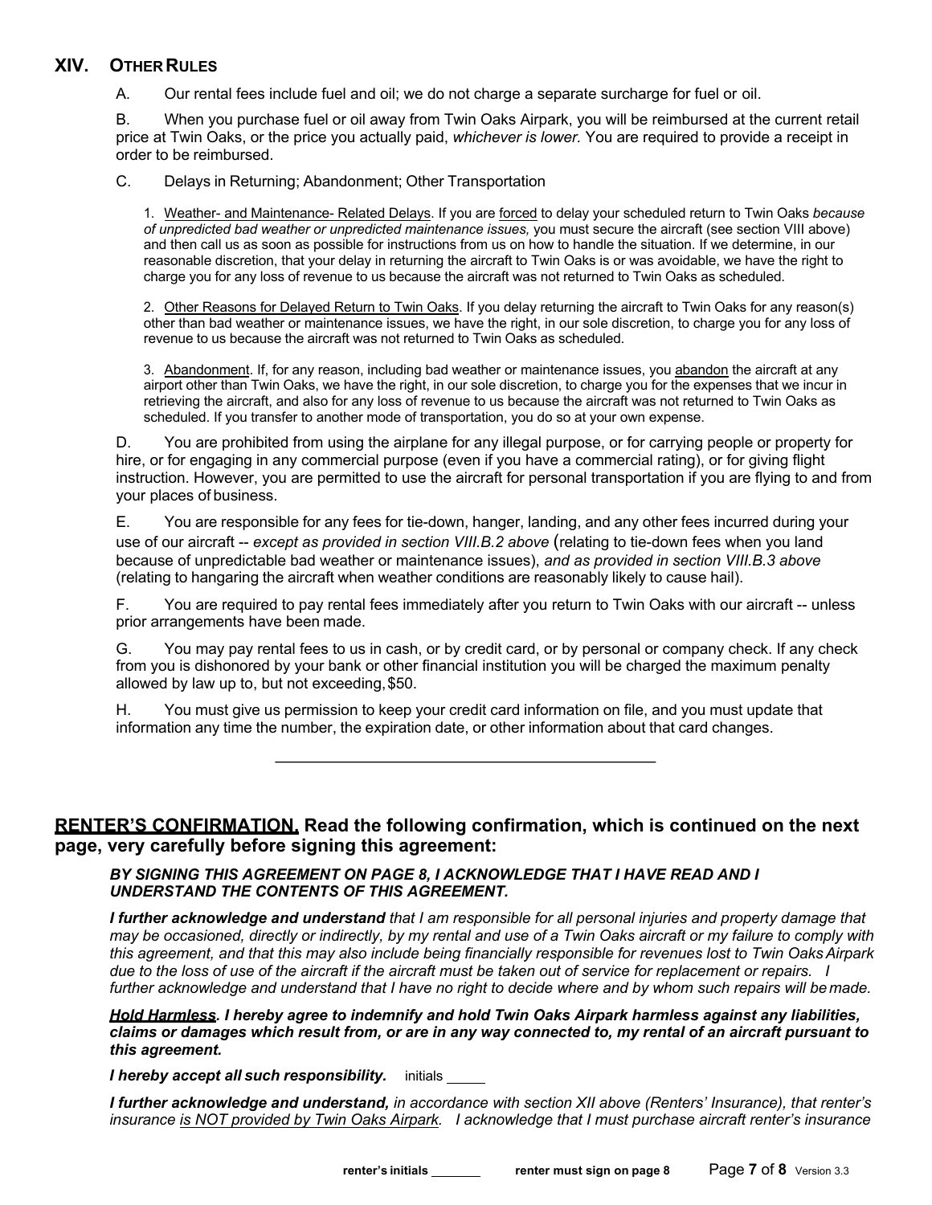## XIV. Other Rules

A. Our rental fees include fuel and oil; we do not charge a separate surcharge for fuel or oil.

B. When you purchase fuel or oil away from Twin Oaks Airpark, you will be reimbursed at the current retail price at Twin Oaks, or the price you actually paid, *whichever is lower.* You are required to provide a receipt in order to be reimbursed.

C. Delays in Returning; Abandonment; Other Transportation

1. Weather- and Maintenance- Related Delays. If you are forced to delay your scheduled return to Twin Oaks *because of unpredicted bad weather or unpredicted maintenance issues,* you must secure the aircraft (see section VIII above) and then call us as soon as possible for instructions from us on how to handle the situation. If we determine, in our reasonable discretion, that your delay in returning the aircraft to Twin Oaks is or was avoidable, we have the right to charge you for any loss of revenue to us because the aircraft was not returned to Twin Oaks as scheduled.

2. Other Reasons for Delayed Return to Twin Oaks. If you delay returning the aircraft to Twin Oaks for any reason(s) other than bad weather or maintenance issues, we have the right, in our sole discretion, to charge you for any loss of revenue to us because the aircraft was not returned to Twin Oaks as scheduled.

3. Abandonment. If, for any reason, including bad weather or maintenance issues, you abandon the aircraft at any airport other than Twin Oaks, we have the right, in our sole discretion, to charge you for the expenses that we incur in retrieving the aircraft, and also for any loss of revenue to us because the aircraft was not returned to Twin Oaks as scheduled. If you transfer to another mode of transportation, you do so at your own expense.

D. You are prohibited from using the airplane for any illegal purpose, or for carrying people or property for hire, or for engaging in any commercial purpose (even if you have a commercial rating), or for giving flight instruction. However, you are permitted to use the aircraft for personal transportation if you are flying to and from your places of business.

E. You are responsible for any fees for tie-down, hanger, landing, and any other fees incurred during your use of our aircraft -- *except as provided in section VIII.B.2 above* (relating to tie-down fees when you land because of unpredictable bad weather or maintenance issues), *and as provided in section VIII.B.3 above* (relating to hangaring the aircraft when weather conditions are reasonably likely to cause hail).

F. You are required to pay rental fees immediately after you return to Twin Oaks with our aircraft -- unless prior arrangements have been made.

G. You may pay rental fees to us in cash, or by credit card, or by personal or company check. If any check from you is dishonored by your bank or other financial institution you will be charged the maximum penalty allowed by law up to, but not exceeding, $50.

H. You must give us permission to keep your credit card information on file, and you must update that information any time the number, the expiration date, or other information about that card changes.

---

**RENTER'S CONFIRMATION. Read the following confirmation, which is continued on the next page, very carefully before signing this agreement:**

***BY SIGNING THIS AGREEMENT ON PAGE 8, I ACKNOWLEDGE THAT I HAVE READ AND I UNDERSTAND THE CONTENTS OF THIS AGREEMENT.***

***I further acknowledge and understand*** *that I am responsible for all personal injuries and property damage that may be occasioned, directly or indirectly, by my rental and use of a Twin Oaks aircraft or my failure to comply with this agreement, and that this may also include being financially responsible for revenues lost to Twin Oaks Airpark due to the loss of use of the aircraft if the aircraft must be taken out of service for replacement or repairs. I further acknowledge and understand that I have no right to decide where and by whom such repairs will be made.*

***Hold Harmless. I hereby agree to indemnify and hold Twin Oaks Airpark harmless against any liabilities, claims or damages which result from, or are in any way connected to, my rental of an aircraft pursuant to this agreement.***

***I hereby accept all such responsibility.*** initials _____

***I further acknowledge and understand,*** *in accordance with section XII above (Renters' Insurance), that renter's insurance is NOT provided by Twin Oaks Airpark. I acknowledge that I must purchase aircraft renter's insurance*

**renter's initials _______** **renter must sign on page 8**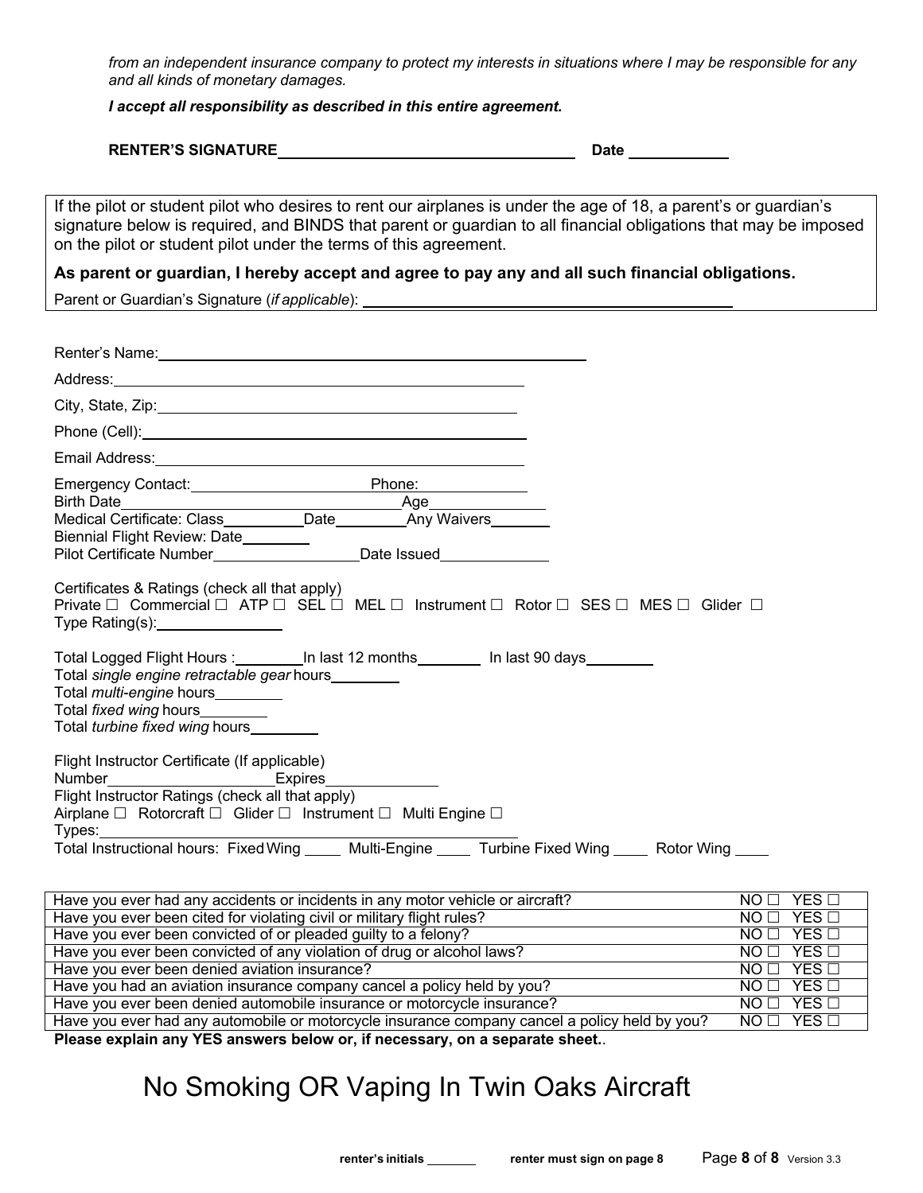*from an independent insurance company to protect my interests in situations where I may be responsible for any and all kinds of monetary damages.*

***I accept all responsibility as described in this entire agreement.***

**RENTER'S SIGNATURE**\_\_\_\_\_\_\_\_\_\_\_\_\_\_\_\_\_\_\_\_\_\_\_\_\_\_\_\_\_\_\_\_\_\_\_\_ **Date** \_\_\_\_\_\_\_\_\_\_\_\_

If the pilot or student pilot who desires to rent our airplanes is under the age of 18, a parent's or guardian's signature below is required, and BINDS that parent or guardian to all financial obligations that may be imposed on the pilot or student pilot under the terms of this agreement.

**As parent or guardian, I hereby accept and agree to pay any and all such financial obligations.**

Parent or Guardian's Signature (*if applicable*): \_\_\_\_\_\_\_\_\_\_\_\_\_\_\_\_\_\_\_\_\_\_\_\_\_\_\_\_\_\_\_\_\_\_\_\_\_\_\_\_\_\_\_\_

Renter's Name:\_\_\_\_\_\_\_\_\_\_\_\_\_\_\_\_\_\_\_\_\_\_\_\_\_\_\_\_\_\_\_\_\_\_\_\_\_\_\_\_\_\_\_\_\_\_\_\_\_\_

Address:\_\_\_\_\_\_\_\_\_\_\_\_\_\_\_\_\_\_\_\_\_\_\_\_\_\_\_\_\_\_\_\_\_\_\_\_\_\_\_\_\_\_\_\_\_\_\_\_\_\_

City, State, Zip:\_\_\_\_\_\_\_\_\_\_\_\_\_\_\_\_\_\_\_\_\_\_\_\_\_\_\_\_\_\_\_\_\_\_\_\_\_\_\_\_\_\_\_\_

Phone (Cell):\_\_\_\_\_\_\_\_\_\_\_\_\_\_\_\_\_\_\_\_\_\_\_\_\_\_\_\_\_\_\_\_\_\_\_\_\_\_\_\_\_\_\_\_\_\_

Email Address:\_\_\_\_\_\_\_\_\_\_\_\_\_\_\_\_\_\_\_\_\_\_\_\_\_\_\_\_\_\_\_\_\_\_\_\_\_\_\_\_\_\_\_\_

Emergency Contact:\_\_\_\_\_\_\_\_\_\_\_\_\_\_\_\_\_\_\_\_\_\_ Phone:\_\_\_\_\_\_\_\_\_\_\_\_\_
Birth Date\_\_\_\_\_\_\_\_\_\_\_\_\_\_\_\_\_\_\_\_\_\_\_\_\_\_\_\_\_\_\_\_\_\_\_Age\_\_\_\_\_\_\_\_\_\_\_\_\_\_
Medical Certificate: Class\_\_\_\_\_\_\_\_\_\_Date\_\_\_\_\_\_\_\_\_Any Waivers\_\_\_\_\_\_\_
Biennial Flight Review: Date\_\_\_\_\_\_\_\_
Pilot Certificate Number\_\_\_\_\_\_\_\_\_\_\_\_\_\_\_\_\_\_Date Issued\_\_\_\_\_\_\_\_\_\_\_\_\_

Certificates & Ratings (check all that apply)
Private ☐ Commercial ☐ ATP ☐ SEL ☐ MEL ☐ Instrument ☐ Rotor ☐ SES ☐ MES ☐ Glider ☐
Type Rating(s):\_\_\_\_\_\_\_\_\_\_\_\_\_\_\_\_

Total Logged Flight Hours :\_\_\_\_\_\_\_\_In last 12 months\_\_\_\_\_\_\_\_ In last 90 days\_\_\_\_\_\_\_\_
Total *single engine retractable gear* hours\_\_\_\_\_\_\_\_
Total *multi-engine* hours\_\_\_\_\_\_\_\_
Total *fixed wing* hours\_\_\_\_\_\_\_\_
Total *turbine fixed wing* hours\_\_\_\_\_\_\_\_

Flight Instructor Certificate (If applicable)
Number\_\_\_\_\_\_\_\_\_\_\_\_\_\_\_\_\_\_\_\_Expires\_\_\_\_\_\_\_\_\_\_\_\_\_\_
Flight Instructor Ratings (check all that apply)
Airplane ☐ Rotorcraft ☐ Glider ☐ Instrument ☐ Multi Engine ☐
Types:\_\_\_\_\_\_\_\_\_\_\_\_\_\_\_\_\_\_\_\_\_\_\_\_\_\_\_\_\_\_\_\_\_\_\_\_\_\_\_\_\_\_\_\_\_\_\_\_
Total Instructional hours: Fixed Wing \_\_\_\_ Multi-Engine \_\_\_\_ Turbine Fixed Wing \_\_\_\_ Rotor Wing \_\_\_\_

| | |
|---|---|
| Have you ever had any accidents or incidents in any motor vehicle or aircraft? | NO ☐ YES ☐ |
| Have you ever been cited for violating civil or military flight rules? | NO ☐ YES ☐ |
| Have you ever been convicted of or pleaded guilty to a felony? | NO ☐ YES ☐ |
| Have you ever been convicted of any violation of drug or alcohol laws? | NO ☐ YES ☐ |
| Have you ever been denied aviation insurance? | NO ☐ YES ☐ |
| Have you had an aviation insurance company cancel a policy held by you? | NO ☐ YES ☐ |
| Have you ever been denied automobile insurance or motorcycle insurance? | NO ☐ YES ☐ |
| Have you ever had any automobile or motorcycle insurance company cancel a policy held by you? | NO ☐ YES ☐ |

**Please explain any YES answers below or, if necessary, on a separate sheet.**.

# No Smoking OR Vaping In Twin Oaks Aircraft

**renter's initials** \_\_\_\_\_\_\_ **renter must sign on page 8**